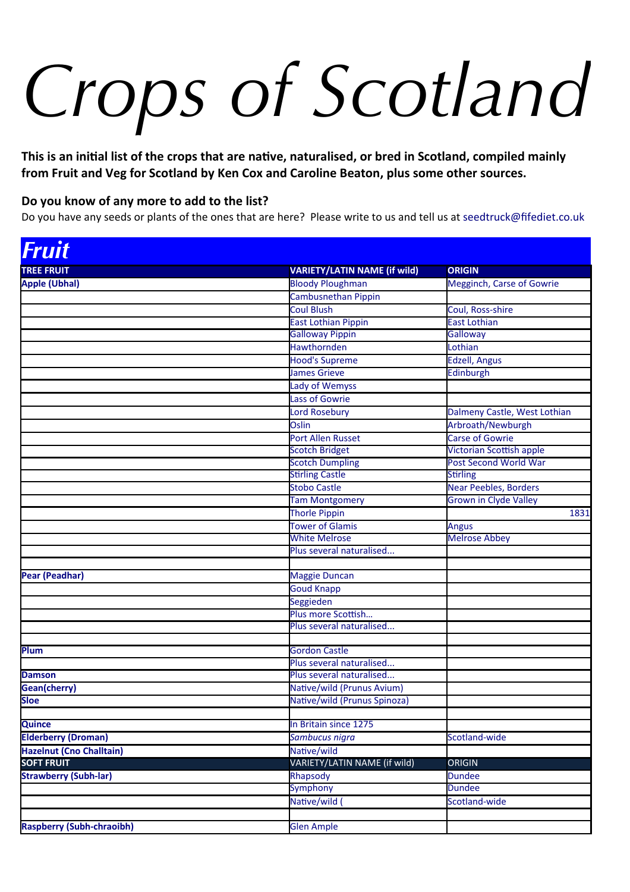# Crops of Scotland

**This is an initial list of the crops that are native, naturalised, or bred in Scotland, compiled mainly from Fruit and Veg for Scotland by Ken Cox and Caroline Beaton, plus some other sources.**

**Do you know of any more to add to the list?**

Do you have any seeds or plants of the ones that are here? Please write to us and tell us at seedtruck@fifediet.co.uk

## Fruit

| TREE FRUIT | VARIETY/LATIN NAME (if wild) | ORIGIN |
|---|---|---|
| **Apple (Ubhal)** | Bloody Ploughman | Megginch, Carse of Gowrie |
| | Cambusnethan Pippin | |
| | Coul Blush | Coul, Ross-shire |
| | East Lothian Pippin | East Lothian |
| | Galloway Pippin | Galloway |
| | Hawthornden | Lothian |
| | Hood's Supreme | Edzell, Angus |
| | James Grieve | Edinburgh |
| | Lady of Wemyss | |
| | Lass of Gowrie | |
| | Lord Rosebury | Dalmeny Castle, West Lothian |
| | Oslin | Arbroath/Newburgh |
| | Port Allen Russet | Carse of Gowrie |
| | Scotch Bridget | Victorian Scottish apple |
| | Scotch Dumpling | Post Second World War |
| | Stirling Castle | Stirling |
| | Stobo Castle | Near Peebles, Borders |
| | Tam Montgomery | Grown in Clyde Valley |
| | Thorle Pippin | 1831 |
| | Tower of Glamis | Angus |
| | White Melrose | Melrose Abbey |
| | Plus several naturalised... | |
| | | |
| **Pear (Peadhar)** | Maggie Duncan | |
| | Goud Knapp | |
| | Seggieden | |
| | Plus more Scottish... | |
| | Plus several naturalised... | |
| | | |
| **Plum** | Gordon Castle | |
| | Plus several naturalised... | |
| **Damson** | Plus several naturalised... | |
| **Gean(cherry)** | Native/wild (Prunus Avium) | |
| **Sloe** | Native/wild (Prunus Spinoza) | |
| | | |
| **Quince** | In Britain since 1275 | |
| **Elderberry (Droman)** | *Sambucus nigra* | Scotland-wide |
| **Hazelnut (Cno Challtain)** | Native/wild | |
| **SOFT FRUIT** | VARIETY/LATIN NAME (if wild) | ORIGIN |
| **Strawberry (Subh-lar)** | Rhapsody | Dundee |
| | Symphony | Dundee |
| | Native/wild ( | Scotland-wide |
| | | |
| **Raspberry (Subh-chraoibh)** | Glen Ample | |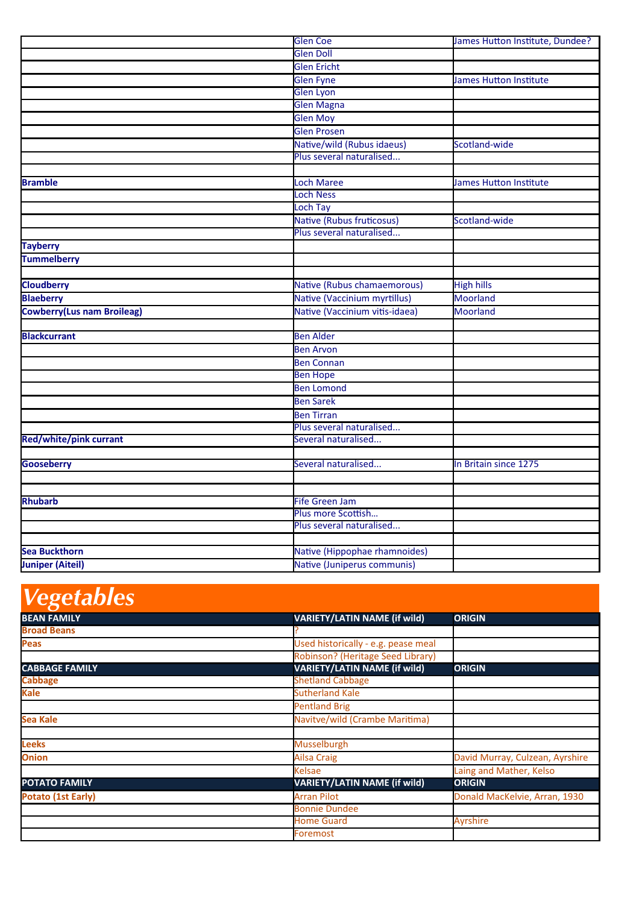| | | |
|---|---|---|
| | Glen Coe | James Hutton Institute, Dundee? |
| | Glen Doll | |
| | Glen Ericht | |
| | Glen Fyne | James Hutton Institute |
| | Glen Lyon | |
| | Glen Magna | |
| | Glen Moy | |
| | Glen Prosen | |
| | Native/wild (Rubus idaeus) | Scotland-wide |
| | Plus several naturalised... | |
| | | |
| **Bramble** | Loch Maree | James Hutton Institute |
| | Loch Ness | |
| | Loch Tay | |
| | Native (Rubus fruticosus) | Scotland-wide |
| | Plus several naturalised... | |
| **Tayberry** | | |
| **Tummelberry** | | |
| | | |
| **Cloudberry** | Native (Rubus chamaemorous) | High hills |
| **Blaeberry** | Native (Vaccinium myrtillus) | Moorland |
| **Cowberry(Lus nam Broileag)** | Native (Vaccinium vitis-idaea) | Moorland |
| | | |
| **Blackcurrant** | Ben Alder | |
| | Ben Arvon | |
| | Ben Connan | |
| | Ben Hope | |
| | Ben Lomond | |
| | Ben Sarek | |
| | Ben Tirran | |
| | Plus several naturalised... | |
| **Red/white/pink currant** | Several naturalised... | |
| | | |
| **Gooseberry** | Several naturalised... | In Britain since 1275 |
| | | |
| | | |
| **Rhubarb** | Fife Green Jam | |
| | Plus more Scottish... | |
| | Plus several naturalised... | |
| | | |
| **Sea Buckthorn** | Native (Hippophae rhamnoides) | |
| **Juniper (Aiteil)** | Native (Juniperus communis) | |

# *Vegetables*

| BEAN FAMILY | VARIETY/LATIN NAME (if wild) | ORIGIN |
|---|---|---|
| **Broad Beans** | ? | |
| **Peas** | Used historically - e.g. pease meal | |
| | Robinson? (Heritage Seed Library) | |
| **CABBAGE FAMILY** | **VARIETY/LATIN NAME (if wild)** | **ORIGIN** |
| **Cabbage** | Shetland Cabbage | |
| **Kale** | Sutherland Kale | |
| | Pentland Brig | |
| **Sea Kale** | Navitve/wild (Crambe Maritima) | |
| | | |
| **Leeks** | Musselburgh | |
| **Onion** | Ailsa Craig | David Murray, Culzean, Ayrshire |
| | Kelsae | Laing and Mather, Kelso |
| **POTATO FAMILY** | **VARIETY/LATIN NAME (if wild)** | **ORIGIN** |
| **Potato (1st Early)** | Arran Pilot | Donald MacKelvie, Arran, 1930 |
| | Bonnie Dundee | |
| | Home Guard | Ayrshire |
| | Foremost | |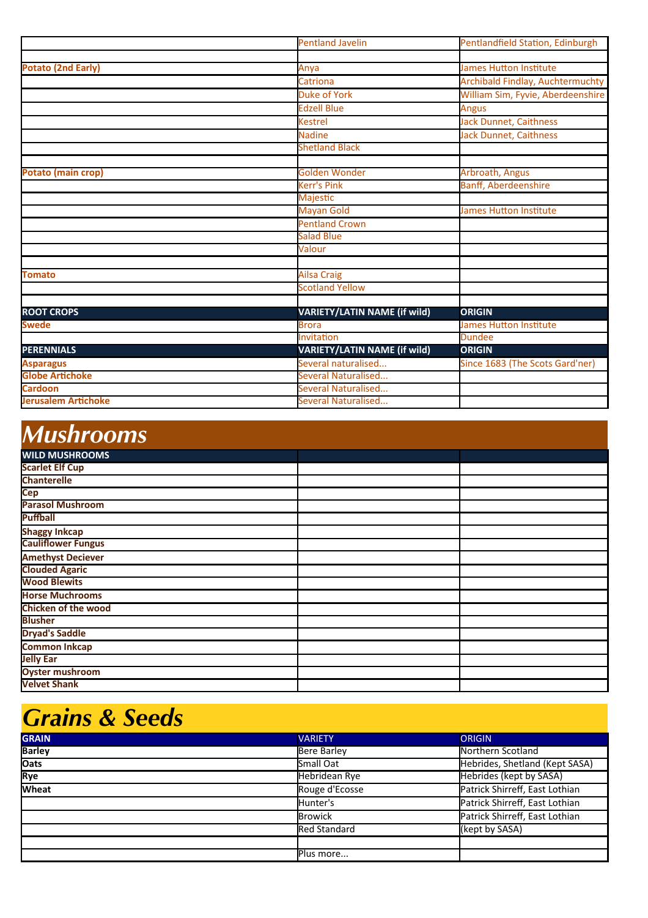| | | |
|---|---|---|
| | Pentland Javelin | Pentlandfield Station, Edinburgh |
| | | |
| **Potato (2nd Early)** | Anya | James Hutton Institute |
| | Catriona | Archibald Findlay, Auchtermuchty |
| | Duke of York | William Sim, Fyvie, Aberdeenshire |
| | Edzell Blue | Angus |
| | Kestrel | Jack Dunnet, Caithness |
| | Nadine | Jack Dunnet, Caithness |
| | Shetland Black | |
| | | |
| **Potato (main crop)** | Golden Wonder | Arbroath, Angus |
| | Kerr's Pink | Banff, Aberdeenshire |
| | Majestic | |
| | Mayan Gold | James Hutton Institute |
| | Pentland Crown | |
| | Salad Blue | |
| | Valour | |
| | | |
| **Tomato** | Ailsa Craig | |
| | Scotland Yellow | |
| | | |
| **ROOT CROPS** | **VARIETY/LATIN NAME (if wild)** | **ORIGIN** |
| **Swede** | Brora | James Hutton Institute |
| | Invitation | Dundee |
| **PERENNIALS** | **VARIETY/LATIN NAME (if wild)** | **ORIGIN** |
| **Asparagus** | Several naturalised... | Since 1683 (The Scots Gard'ner) |
| **Globe Artichoke** | Several Naturalised... | |
| **Cardoon** | Several Naturalised... | |
| **Jerusalem Artichoke** | Several Naturalised... | |

# *Mushrooms*

| WILD MUSHROOMS | | |
|---|---|---|
| **Scarlet Elf Cup** | | |
| **Chanterelle** | | |
| **Cep** | | |
| **Parasol Mushroom** | | |
| **Puffball** | | |
| **Shaggy Inkcap** | | |
| **Cauliflower Fungus** | | |
| **Amethyst Deciever** | | |
| **Clouded Agaric** | | |
| **Wood Blewits** | | |
| **Horse Muchrooms** | | |
| **Chicken of the wood** | | |
| **Blusher** | | |
| **Dryad's Saddle** | | |
| **Common Inkcap** | | |
| **Jelly Ear** | | |
| **Oyster mushroom** | | |
| **Velvet Shank** | | |

# *Grains & Seeds*

| GRAIN | VARIETY | ORIGIN |
|---|---|---|
| **Barley** | Bere Barley | Northern Scotland |
| **Oats** | Small Oat | Hebrides, Shetland (Kept SASA) |
| **Rye** | Hebridean Rye | Hebrides (kept by SASA) |
| **Wheat** | Rouge d'Ecosse | Patrick Shirreff, East Lothian |
| | Hunter's | Patrick Shirreff, East Lothian |
| | Browick | Patrick Shirreff, East Lothian |
| | Red Standard | (kept by SASA) |
| | | |
| | Plus more... | |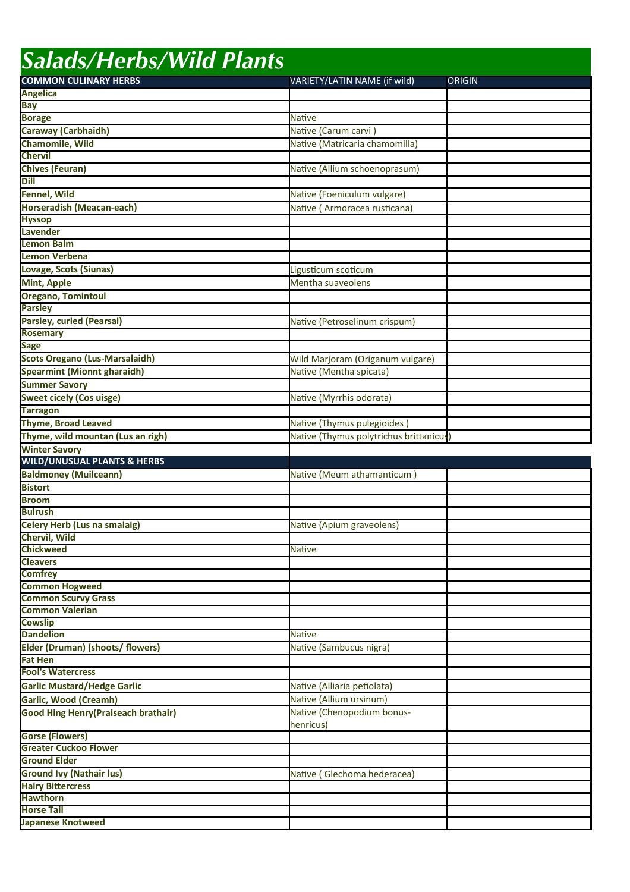# Salads/Herbs/Wild Plants

| COMMON CULINARY HERBS | VARIETY/LATIN NAME (if wild) | ORIGIN |
|---|---|---|
| Angelica | | |
| Bay | | |
| Borage | Native | |
| Caraway (Carbhaidh) | Native (Carum carvi ) | |
| Chamomile, Wild | Native (Matricaria chamomilla) | |
| Chervil | | |
| Chives (Feuran) | Native (Allium schoenoprasum) | |
| Dill | | |
| Fennel, Wild | Native (Foeniculum vulgare) | |
| Horseradish (Meacan-each) | Native ( Armoracea rusticana) | |
| Hyssop | | |
| Lavender | | |
| Lemon Balm | | |
| Lemon Verbena | | |
| Lovage, Scots (Siunas) | Ligusticum scoticum | |
| Mint, Apple | Mentha suaveolens | |
| Oregano, Tomintoul | | |
| Parsley | | |
| Parsley, curled (Pearsal) | Native (Petroselinum crispum) | |
| Rosemary | | |
| Sage | | |
| Scots Oregano (Lus-Marsalaidh) | Wild Marjoram (Origanum vulgare) | |
| Spearmint (Mionnt gharaidh) | Native (Mentha spicata) | |
| Summer Savory | | |
| Sweet cicely (Cos uisge) | Native (Myrrhis odorata) | |
| Tarragon | | |
| Thyme, Broad Leaved | Native (Thymus pulegioides ) | |
| Thyme, wild mountan (Lus an righ) | Native (Thymus polytrichus brittanicus) | |
| Winter Savory | | |
| **WILD/UNUSUAL PLANTS & HERBS** | | |
| Baldmoney (Muilceann) | Native (Meum athamanticum ) | |
| Bistort | | |
| Broom | | |
| Bulrush | | |
| Celery Herb (Lus na smalaig) | Native (Apium graveolens) | |
| Chervil, Wild | | |
| Chickweed | Native | |
| Cleavers | | |
| Comfrey | | |
| Common Hogweed | | |
| Common Scurvy Grass | | |
| Common Valerian | | |
| Cowslip | | |
| Dandelion | Native | |
| Elder (Druman) (shoots/ flowers) | Native (Sambucus nigra) | |
| Fat Hen | | |
| Fool's Watercress | | |
| Garlic Mustard/Hedge Garlic | Native (Alliaria petiolata) | |
| Garlic, Wood (Creamh) | Native (Allium ursinum) | |
| Good Hing Henry(Praiseach brathair) | Native (Chenopodium bonus-henricus) | |
| Gorse (Flowers) | | |
| Greater Cuckoo Flower | | |
| Ground Elder | | |
| Ground Ivy (Nathair lus) | Native ( Glechoma hederacea) | |
| Hairy Bittercress | | |
| Hawthorn | | |
| Horse Tail | | |
| Japanese Knotweed | | |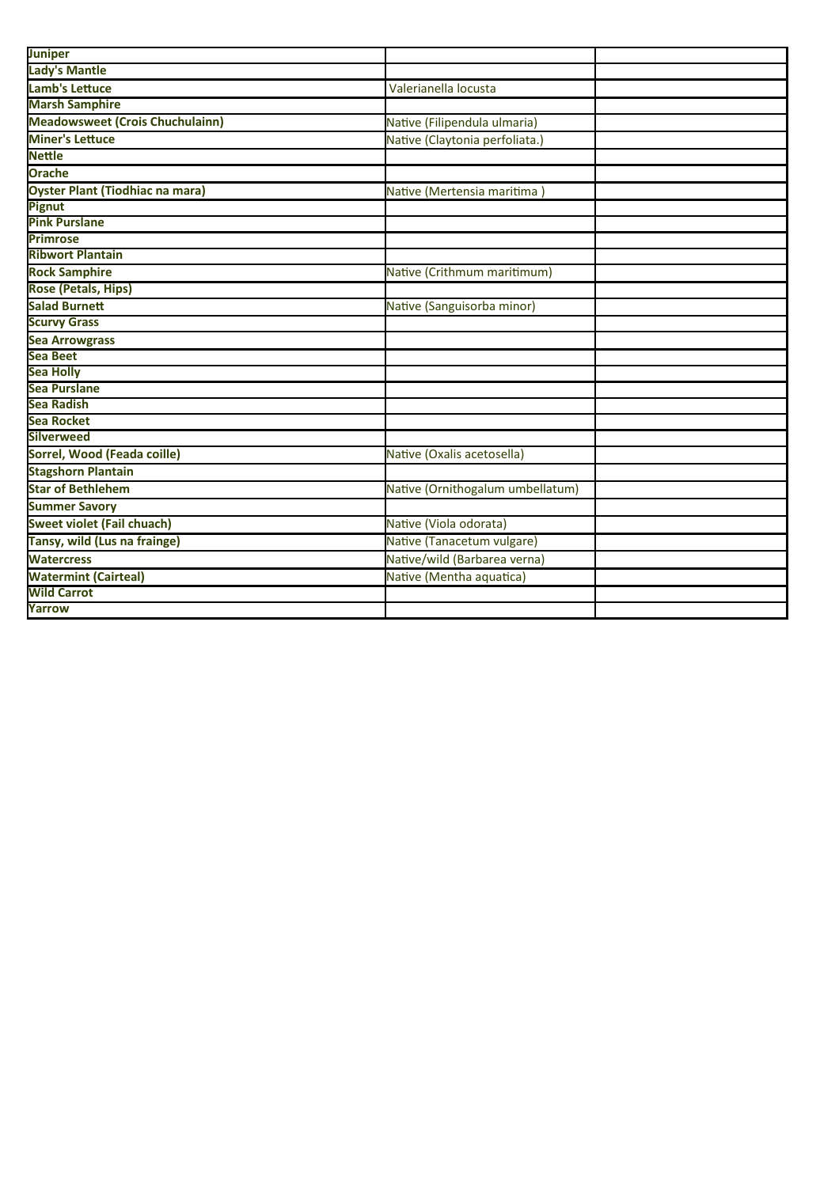| | | |
|---|---|---|
| **Juniper** | | |
| **Lady's Mantle** | | |
| **Lamb's Lettuce** | Valerianella locusta | |
| **Marsh Samphire** | | |
| **Meadowsweet (Crois Chuchulainn)** | Native (Filipendula ulmaria) | |
| **Miner's Lettuce** | Native (Claytonia perfoliata.) | |
| **Nettle** | | |
| **Orache** | | |
| **Oyster Plant (Tiodhiac na mara)** | Native (Mertensia maritima ) | |
| **Pignut** | | |
| **Pink Purslane** | | |
| **Primrose** | | |
| **Ribwort Plantain** | | |
| **Rock Samphire** | Native (Crithmum maritimum) | |
| **Rose (Petals, Hips)** | | |
| **Salad Burnett** | Native (Sanguisorba minor) | |
| **Scurvy Grass** | | |
| **Sea Arrowgrass** | | |
| **Sea Beet** | | |
| **Sea Holly** | | |
| **Sea Purslane** | | |
| **Sea Radish** | | |
| **Sea Rocket** | | |
| **Silverweed** | | |
| **Sorrel, Wood (Feada coille)** | Native (Oxalis acetosella) | |
| **Stagshorn Plantain** | | |
| **Star of Bethlehem** | Native (Ornithogalum umbellatum) | |
| **Summer Savory** | | |
| **Sweet violet (Fail chuach)** | Native (Viola odorata) | |
| **Tansy, wild (Lus na frainge)** | Native (Tanacetum vulgare) | |
| **Watercress** | Native/wild (Barbarea verna) | |
| **Watermint (Cairteal)** | Native (Mentha aquatica) | |
| **Wild Carrot** | | |
| **Yarrow** | | |